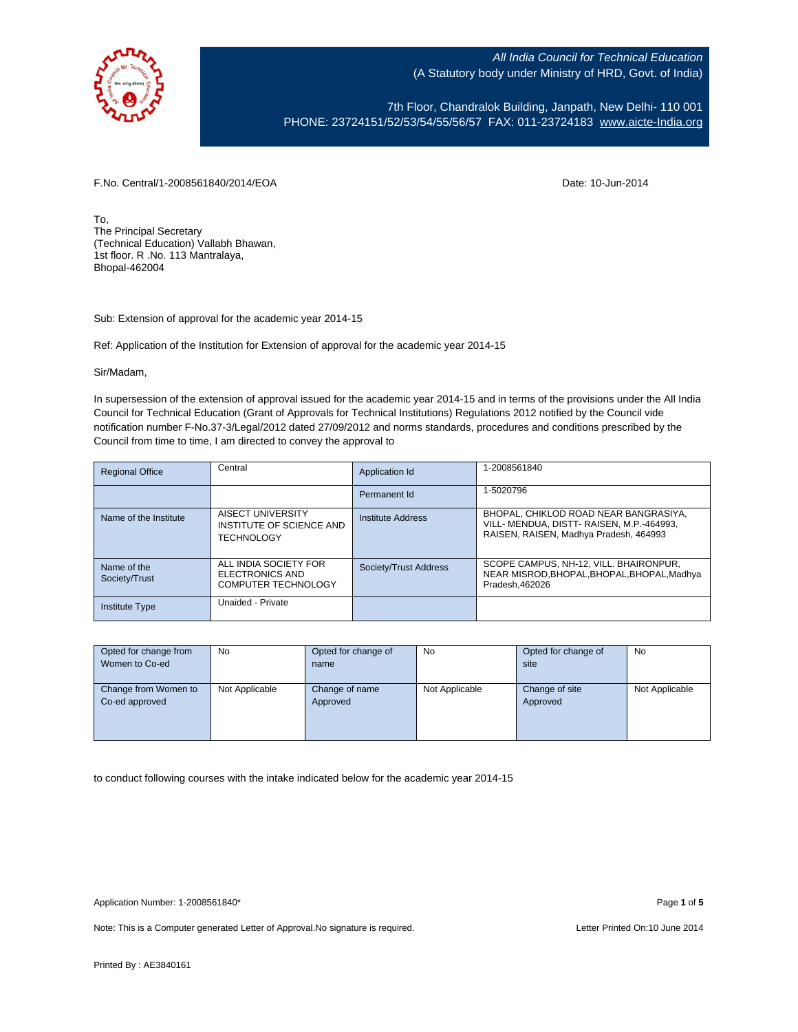*All India Council for Technical Education*
(A Statutory body under Ministry of HRD, Govt. of India)

7th Floor, Chandralok Building, Janpath, New Delhi- 110 001
PHONE: 23724151/52/53/54/55/56/57 FAX: 011-23724183 www.aicte-India.org

F.No. Central/1-2008561840/2014/EOA

Date: 10-Jun-2014

To,
The Principal Secretary
(Technical Education) Vallabh Bhawan,
1st floor. R .No. 113 Mantralaya,
Bhopal-462004

Sub: Extension of approval for the academic year 2014-15

Ref: Application of the Institution for Extension of approval for the academic year 2014-15

Sir/Madam,

In supersession of the extension of approval issued for the academic year 2014-15 and in terms of the provisions under the All India Council for Technical Education (Grant of Approvals for Technical Institutions) Regulations 2012 notified by the Council vide notification number F-No.37-3/Legal/2012 dated 27/09/2012 and norms standards, procedures and conditions prescribed by the Council from time to time, I am directed to convey the approval to

| Regional Office | Central | Application Id | 1-2008561840 |
|---|---|---|---|
| | | Permanent Id | 1-5020796 |
| Name of the Institute | AISECT UNIVERSITY INSTITUTE OF SCIENCE AND TECHNOLOGY | Institute Address | BHOPAL, CHIKLOD ROAD NEAR BANGRASIYA, VILL- MENDUA, DISTT- RAISEN, M.P.-464993, RAISEN, RAISEN, Madhya Pradesh, 464993 |
| Name of the Society/Trust | ALL INDIA SOCIETY FOR ELECTRONICS AND COMPUTER TECHNOLOGY | Society/Trust Address | SCOPE CAMPUS, NH-12, VILL. BHAIRONPUR, NEAR MISROD,BHOPAL,BHOPAL,BHOPAL,Madhya Pradesh,462026 |
| Institute Type | Unaided - Private | | |

| Opted for change from Women to Co-ed | No | Opted for change of name | No | Opted for change of site | No |
|---|---|---|---|---|---|
| Change from Women to Co-ed approved | Not Applicable | Change of name Approved | Not Applicable | Change of site Approved | Not Applicable |

to conduct following courses with the intake indicated below for the academic year 2014-15

Application Number: 1-2008561840*

Note: This is a Computer generated Letter of Approval.No signature is required.

Letter Printed On:10 June 2014

Printed By : AE3840161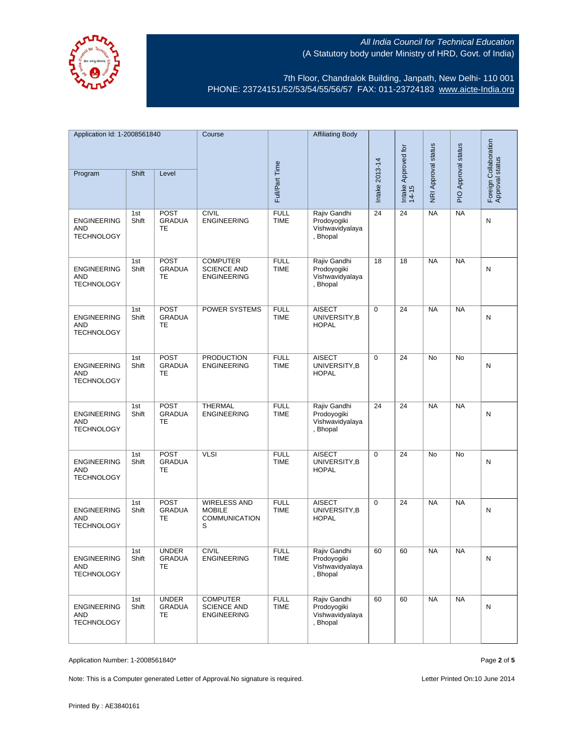All India Council for Technical Education
(A Statutory body under Ministry of HRD, Govt. of India)

7th Floor, Chandralok Building, Janpath, New Delhi- 110 001
PHONE: 23724151/52/53/54/55/56/57 FAX: 011-23724183 www.aicte-India.org

| Application Id: 1-2008561840 | | | Course | Full/Part Time | Affiliating Body | Intake 2013-14 | Intake Approved for 14-15 | NRI Approval status | PIO Approval status | Foreign Collaboration Approval status |
|---|---|---|---|---|---|---|---|---|---|---|
| Program | Shift | Level | | | | | | | | |
| ENGINEERING AND TECHNOLOGY | 1st Shift | POST GRADUATE | CIVIL ENGINEERING | FULL TIME | Rajiv Gandhi Prodoyogiki Vishwavidyalaya , Bhopal | 24 | 24 | NA | NA | N |
| ENGINEERING AND TECHNOLOGY | 1st Shift | POST GRADUATE | COMPUTER SCIENCE AND ENGINEERING | FULL TIME | Rajiv Gandhi Prodoyogiki Vishwavidyalaya , Bhopal | 18 | 18 | NA | NA | N |
| ENGINEERING AND TECHNOLOGY | 1st Shift | POST GRADUATE | POWER SYSTEMS | FULL TIME | AISECT UNIVERSITY,BHOPAL | 0 | 24 | NA | NA | N |
| ENGINEERING AND TECHNOLOGY | 1st Shift | POST GRADUATE | PRODUCTION ENGINEERING | FULL TIME | AISECT UNIVERSITY,BHOPAL | 0 | 24 | No | No | N |
| ENGINEERING AND TECHNOLOGY | 1st Shift | POST GRADUATE | THERMAL ENGINEERING | FULL TIME | Rajiv Gandhi Prodoyogiki Vishwavidyalaya , Bhopal | 24 | 24 | NA | NA | N |
| ENGINEERING AND TECHNOLOGY | 1st Shift | POST GRADUATE | VLSI | FULL TIME | AISECT UNIVERSITY,BHOPAL | 0 | 24 | No | No | N |
| ENGINEERING AND TECHNOLOGY | 1st Shift | POST GRADUATE | WIRELESS AND MOBILE COMMUNICATIONS | FULL TIME | AISECT UNIVERSITY,BHOPAL | 0 | 24 | NA | NA | N |
| ENGINEERING AND TECHNOLOGY | 1st Shift | UNDER GRADUATE | CIVIL ENGINEERING | FULL TIME | Rajiv Gandhi Prodoyogiki Vishwavidyalaya , Bhopal | 60 | 60 | NA | NA | N |
| ENGINEERING AND TECHNOLOGY | 1st Shift | UNDER GRADUATE | COMPUTER SCIENCE AND ENGINEERING | FULL TIME | Rajiv Gandhi Prodoyogiki Vishwavidyalaya , Bhopal | 60 | 60 | NA | NA | N |

Application Number: 1-2008561840*

Note: This is a Computer generated Letter of Approval.No signature is required.

Letter Printed On:10 June 2014

Printed By : AE3840161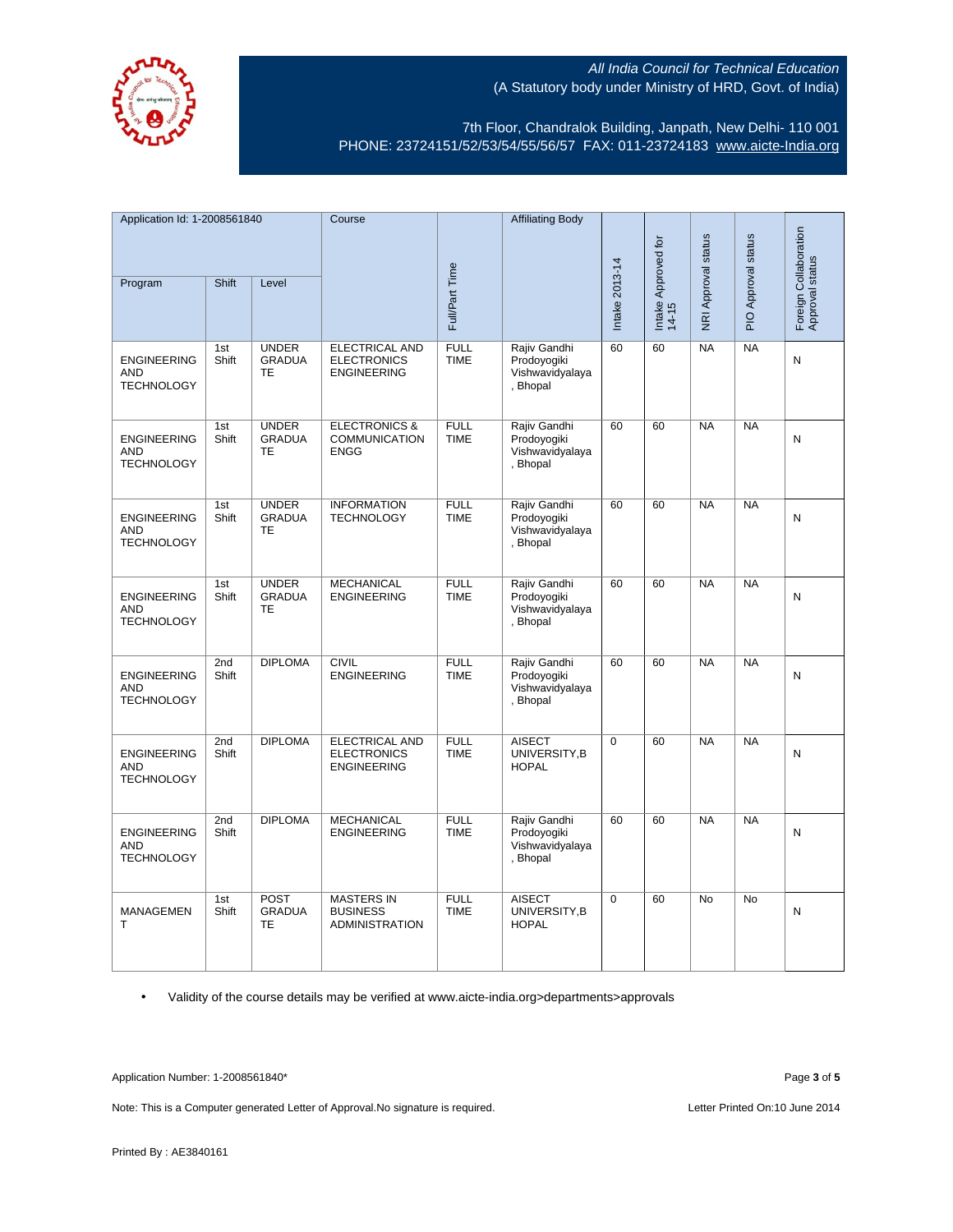All India Council for Technical Education
(A Statutory body under Ministry of HRD, Govt. of India)

7th Floor, Chandralok Building, Janpath, New Delhi- 110 001
PHONE: 23724151/52/53/54/55/56/57 FAX: 011-23724183 www.aicte-India.org

| Application Id: 1-2008561840 | | | Course | Full/Part Time | Affiliating Body | Intake 2013-14 | Intake Approved for 14-15 | NRI Approval status | PIO Approval status | Foreign Collaboration Approval status |
|---|---|---|---|---|---|---|---|---|---|---|
| Program | Shift | Level | | | | | | | | |
| ENGINEERING AND TECHNOLOGY | 1st Shift | UNDER GRADUATE | ELECTRICAL AND ELECTRONICS ENGINEERING | FULL TIME | Rajiv Gandhi Prodoyogiki Vishwavidyalaya , Bhopal | 60 | 60 | NA | NA | N |
| ENGINEERING AND TECHNOLOGY | 1st Shift | UNDER GRADUATE | ELECTRONICS & COMMUNICATION ENGG | FULL TIME | Rajiv Gandhi Prodoyogiki Vishwavidyalaya , Bhopal | 60 | 60 | NA | NA | N |
| ENGINEERING AND TECHNOLOGY | 1st Shift | UNDER GRADUATE | INFORMATION TECHNOLOGY | FULL TIME | Rajiv Gandhi Prodoyogiki Vishwavidyalaya , Bhopal | 60 | 60 | NA | NA | N |
| ENGINEERING AND TECHNOLOGY | 1st Shift | UNDER GRADUATE | MECHANICAL ENGINEERING | FULL TIME | Rajiv Gandhi Prodoyogiki Vishwavidyalaya , Bhopal | 60 | 60 | NA | NA | N |
| ENGINEERING AND TECHNOLOGY | 2nd Shift | DIPLOMA | CIVIL ENGINEERING | FULL TIME | Rajiv Gandhi Prodoyogiki Vishwavidyalaya , Bhopal | 60 | 60 | NA | NA | N |
| ENGINEERING AND TECHNOLOGY | 2nd Shift | DIPLOMA | ELECTRICAL AND ELECTRONICS ENGINEERING | FULL TIME | AISECT UNIVERSITY,BHOPAL | 0 | 60 | NA | NA | N |
| ENGINEERING AND TECHNOLOGY | 2nd Shift | DIPLOMA | MECHANICAL ENGINEERING | FULL TIME | Rajiv Gandhi Prodoyogiki Vishwavidyalaya , Bhopal | 60 | 60 | NA | NA | N |
| MANAGEMENT | 1st Shift | POST GRADUATE | MASTERS IN BUSINESS ADMINISTRATION | FULL TIME | AISECT UNIVERSITY,BHOPAL | 0 | 60 | No | No | N |

- Validity of the course details may be verified at www.aicte-india.org>departments>approvals

Application Number: 1-2008561840*

Note: This is a Computer generated Letter of Approval.No signature is required.

Letter Printed On:10 June 2014

Printed By : AE3840161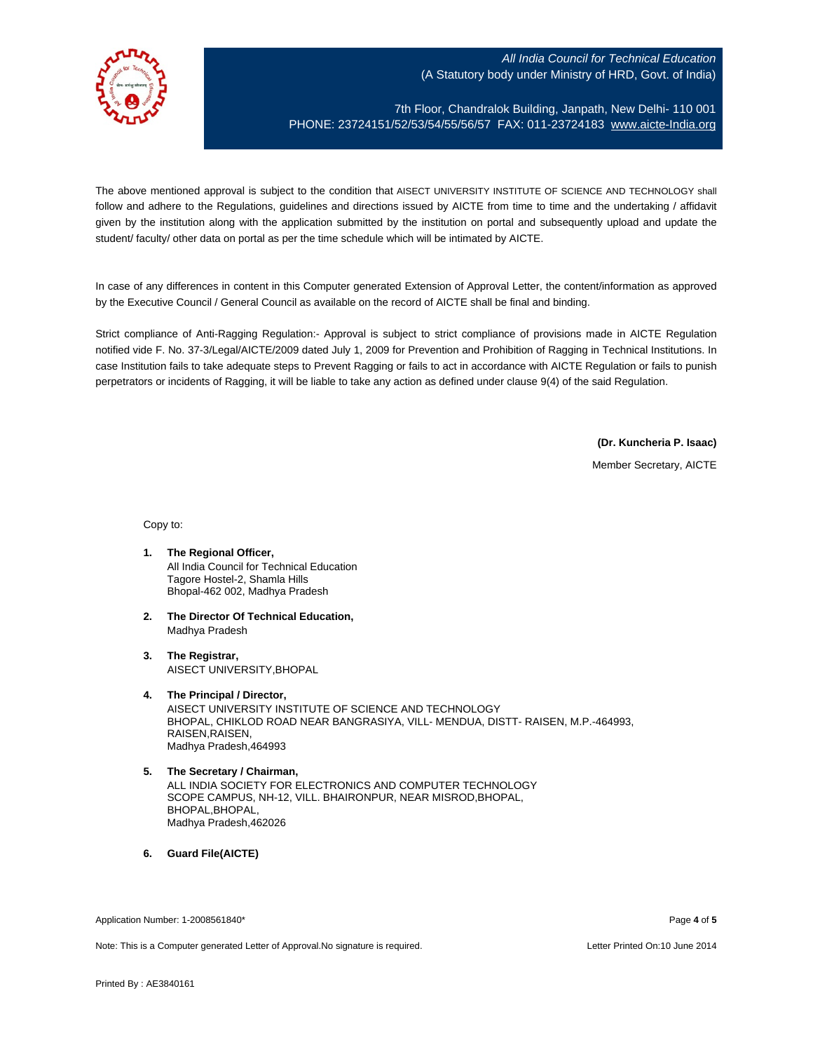The above mentioned approval is subject to the condition that AISECT UNIVERSITY INSTITUTE OF SCIENCE AND TECHNOLOGY shall follow and adhere to the Regulations, guidelines and directions issued by AICTE from time to time and the undertaking / affidavit given by the institution along with the application submitted by the institution on portal and subsequently upload and update the student/ faculty/ other data on portal as per the time schedule which will be intimated by AICTE.

In case of any differences in content in this Computer generated Extension of Approval Letter, the content/information as approved by the Executive Council / General Council as available on the record of AICTE shall be final and binding.

Strict compliance of Anti-Ragging Regulation:- Approval is subject to strict compliance of provisions made in AICTE Regulation notified vide F. No. 37-3/Legal/AICTE/2009 dated July 1, 2009 for Prevention and Prohibition of Ragging in Technical Institutions. In case Institution fails to take adequate steps to Prevent Ragging or fails to act in accordance with AICTE Regulation or fails to punish perpetrators or incidents of Ragging, it will be liable to take any action as defined under clause 9(4) of the said Regulation.

**(Dr. Kuncheria P. Isaac)**

Member Secretary, AICTE

Copy to:

1. **The Regional Officer,**
   All India Council for Technical Education
   Tagore Hostel-2, Shamla Hills
   Bhopal-462 002, Madhya Pradesh

2. **The Director Of Technical Education,**
   Madhya Pradesh

3. **The Registrar,**
   AISECT UNIVERSITY,BHOPAL

4. **The Principal / Director,**
   AISECT UNIVERSITY INSTITUTE OF SCIENCE AND TECHNOLOGY
   BHOPAL, CHIKLOD ROAD NEAR BANGRASIYA, VILL- MENDUA, DISTT- RAISEN, M.P.-464993,
   RAISEN,RAISEN,
   Madhya Pradesh,464993

5. **The Secretary / Chairman,**
   ALL INDIA SOCIETY FOR ELECTRONICS AND COMPUTER TECHNOLOGY
   SCOPE CAMPUS, NH-12, VILL. BHAIRONPUR, NEAR MISROD,BHOPAL,
   BHOPAL,BHOPAL,
   Madhya Pradesh,462026

6. **Guard File(AICTE)**

Application Number: 1-2008561840*

Note: This is a Computer generated Letter of Approval.No signature is required.

Letter Printed On:10 June 2014

Printed By : AE3840161